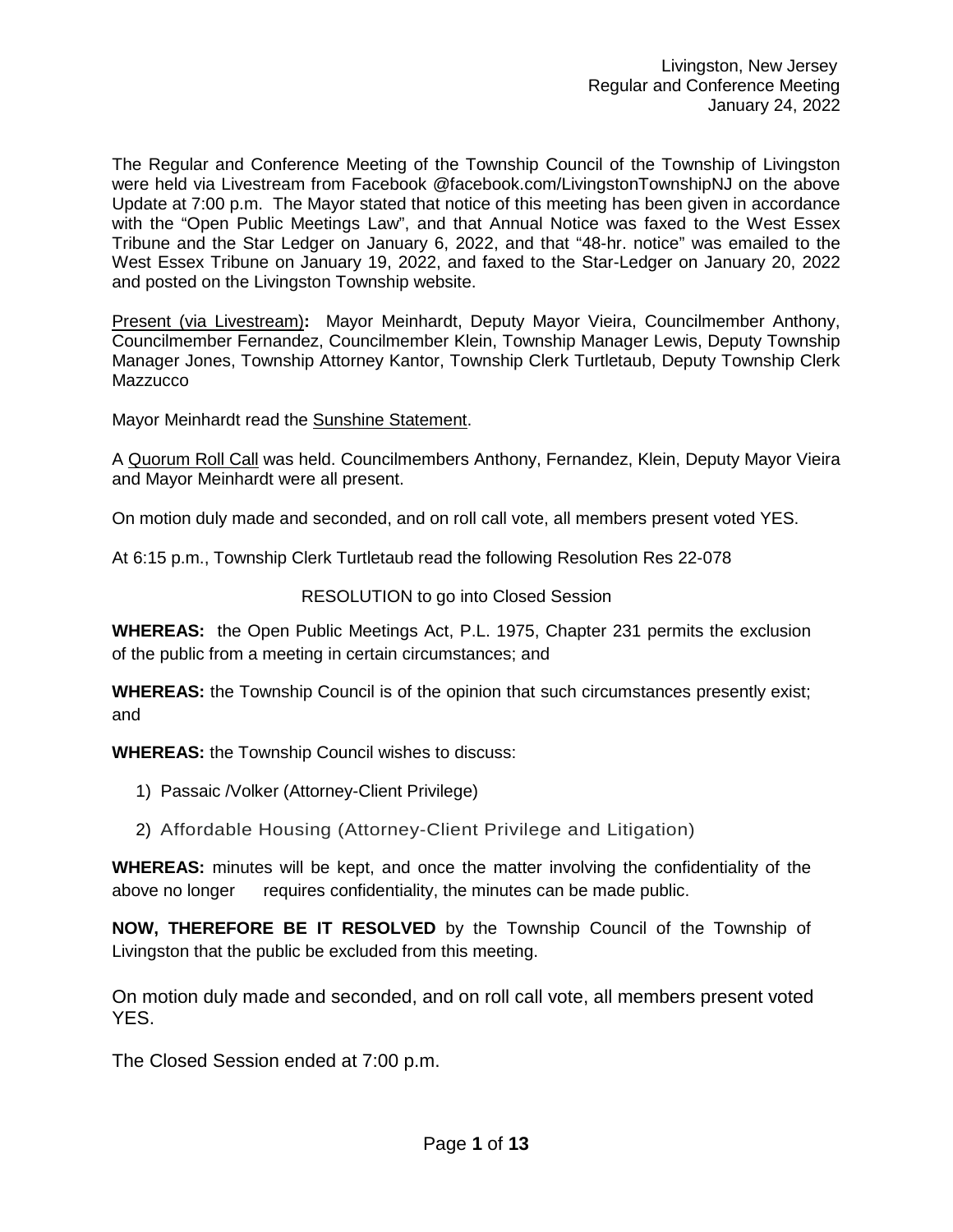Livingston, New Jersey
Regular and Conference Meeting
January 24, 2022

The Regular and Conference Meeting of the Township Council of the Township of Livingston were held via Livestream from Facebook @facebook.com/LivingstonTownshipNJ on the above Update at 7:00 p.m. The Mayor stated that notice of this meeting has been given in accordance with the "Open Public Meetings Law", and that Annual Notice was faxed to the West Essex Tribune and the Star Ledger on January 6, 2022, and that "48-hr. notice" was emailed to the West Essex Tribune on January 19, 2022, and faxed to the Star-Ledger on January 20, 2022 and posted on the Livingston Township website.

Present (via Livestream): Mayor Meinhardt, Deputy Mayor Vieira, Councilmember Anthony, Councilmember Fernandez, Councilmember Klein, Township Manager Lewis, Deputy Township Manager Jones, Township Attorney Kantor, Township Clerk Turtletaub, Deputy Township Clerk Mazzucco

Mayor Meinhardt read the Sunshine Statement.

A Quorum Roll Call was held. Councilmembers Anthony, Fernandez, Klein, Deputy Mayor Vieira and Mayor Meinhardt were all present.

On motion duly made and seconded, and on roll call vote, all members present voted YES.

At 6:15 p.m., Township Clerk Turtletaub read the following Resolution Res 22-078

RESOLUTION to go into Closed Session

**WHEREAS:** the Open Public Meetings Act, P.L. 1975, Chapter 231 permits the exclusion of the public from a meeting in certain circumstances; and

**WHEREAS:** the Township Council is of the opinion that such circumstances presently exist; and

**WHEREAS:** the Township Council wishes to discuss:

1) Passaic /Volker (Attorney-Client Privilege)
2) Affordable Housing (Attorney-Client Privilege and Litigation)

**WHEREAS:** minutes will be kept, and once the matter involving the confidentiality of the above no longer requires confidentiality, the minutes can be made public.

**NOW, THEREFORE BE IT RESOLVED** by the Township Council of the Township of Livingston that the public be excluded from this meeting.

On motion duly made and seconded, and on roll call vote, all members present voted YES.

The Closed Session ended at 7:00 p.m.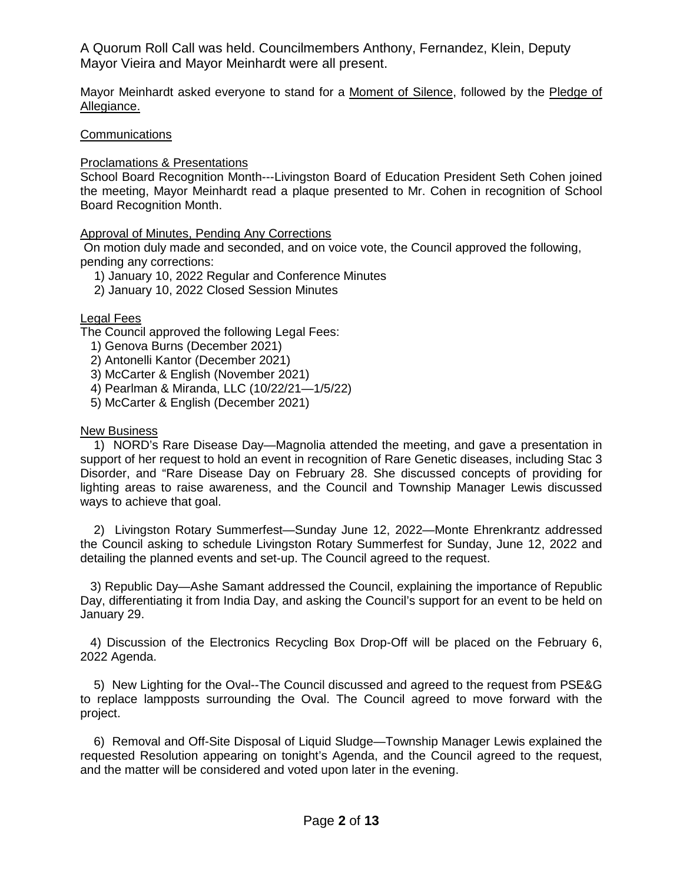A Quorum Roll Call was held. Councilmembers Anthony, Fernandez, Klein, Deputy Mayor Vieira and Mayor Meinhardt were all present.

Mayor Meinhardt asked everyone to stand for a Moment of Silence, followed by the Pledge of Allegiance.

Communications

Proclamations & Presentations

School Board Recognition Month---Livingston Board of Education President Seth Cohen joined the meeting, Mayor Meinhardt read a plaque presented to Mr. Cohen in recognition of School Board Recognition Month.

Approval of Minutes, Pending Any Corrections

On motion duly made and seconded, and on voice vote, the Council approved the following, pending any corrections:

1) January 10, 2022 Regular and Conference Minutes
2) January 10, 2022 Closed Session Minutes

Legal Fees

The Council approved the following Legal Fees:

1) Genova Burns (December 2021)
2) Antonelli Kantor (December 2021)
3) McCarter & English (November 2021)
4) Pearlman & Miranda, LLC (10/22/21—1/5/22)
5) McCarter & English (December 2021)

New Business

1) NORD's Rare Disease Day—Magnolia attended the meeting, and gave a presentation in support of her request to hold an event in recognition of Rare Genetic diseases, including Stac 3 Disorder, and "Rare Disease Day on February 28. She discussed concepts of providing for lighting areas to raise awareness, and the Council and Township Manager Lewis discussed ways to achieve that goal.

2) Livingston Rotary Summerfest—Sunday June 12, 2022—Monte Ehrenkrantz addressed the Council asking to schedule Livingston Rotary Summerfest for Sunday, June 12, 2022 and detailing the planned events and set-up. The Council agreed to the request.

3) Republic Day—Ashe Samant addressed the Council, explaining the importance of Republic Day, differentiating it from India Day, and asking the Council's support for an event to be held on January 29.

4) Discussion of the Electronics Recycling Box Drop-Off will be placed on the February 6, 2022 Agenda.

5) New Lighting for the Oval--The Council discussed and agreed to the request from PSE&G to replace lampposts surrounding the Oval. The Council agreed to move forward with the project.

6) Removal and Off-Site Disposal of Liquid Sludge—Township Manager Lewis explained the requested Resolution appearing on tonight's Agenda, and the Council agreed to the request, and the matter will be considered and voted upon later in the evening.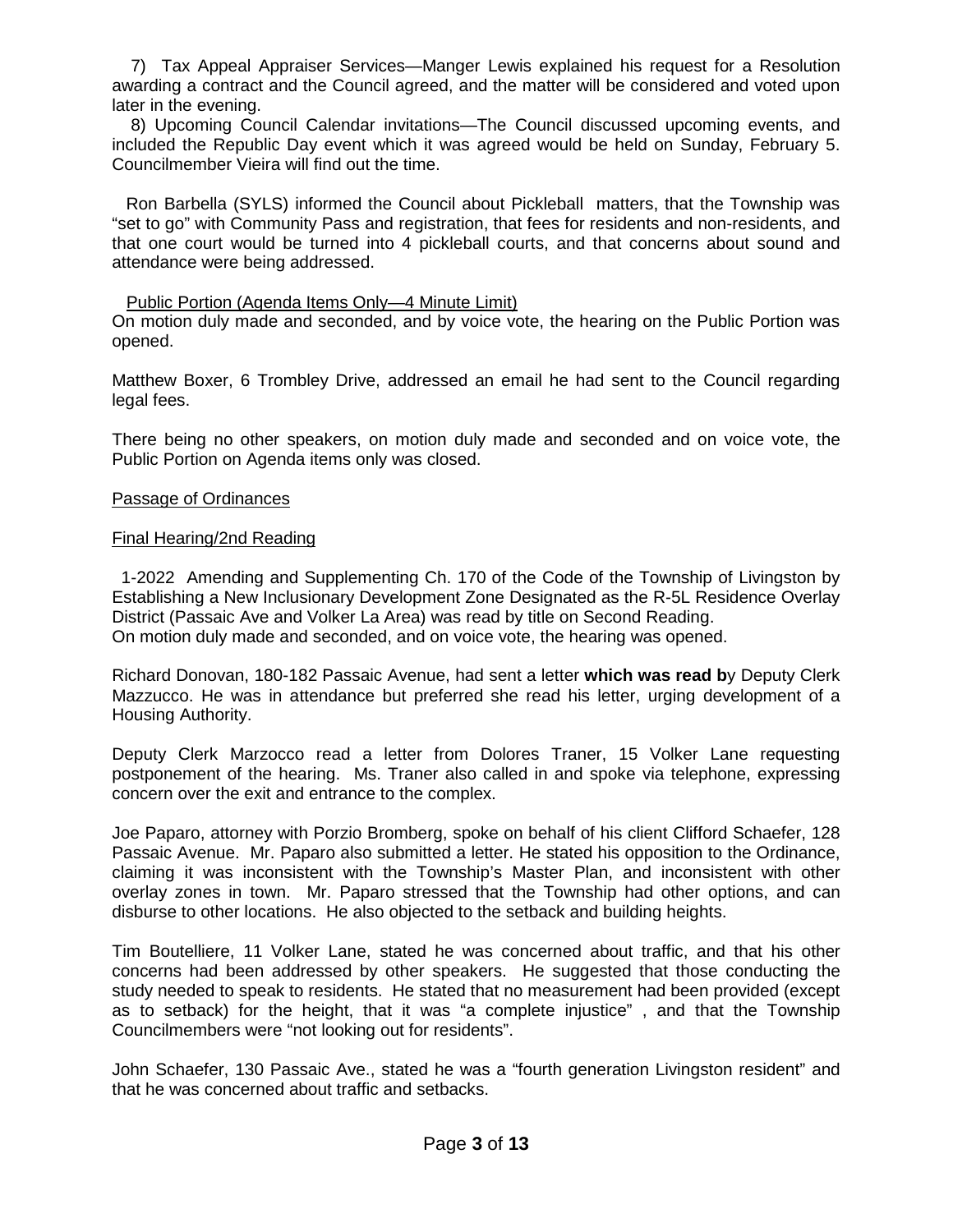7) Tax Appeal Appraiser Services—Manger Lewis explained his request for a Resolution awarding a contract and the Council agreed, and the matter will be considered and voted upon later in the evening.

8) Upcoming Council Calendar invitations—The Council discussed upcoming events, and included the Republic Day event which it was agreed would be held on Sunday, February 5. Councilmember Vieira will find out the time.

Ron Barbella (SYLS) informed the Council about Pickleball matters, that the Township was "set to go" with Community Pass and registration, that fees for residents and non-residents, and that one court would be turned into 4 pickleball courts, and that concerns about sound and attendance were being addressed.

<u>Public Portion (Agenda Items Only—4 Minute Limit)</u>

On motion duly made and seconded, and by voice vote, the hearing on the Public Portion was opened.

Matthew Boxer, 6 Trombley Drive, addressed an email he had sent to the Council regarding legal fees.

There being no other speakers, on motion duly made and seconded and on voice vote, the Public Portion on Agenda items only was closed.

<u>Passage of Ordinances</u>

<u>Final Hearing/2nd Reading</u>

1-2022 Amending and Supplementing Ch. 170 of the Code of the Township of Livingston by Establishing a New Inclusionary Development Zone Designated as the R-5L Residence Overlay District (Passaic Ave and Volker La Area) was read by title on Second Reading.
On motion duly made and seconded, and on voice vote, the hearing was opened.

Richard Donovan, 180-182 Passaic Avenue, had sent a letter **which was read b**y Deputy Clerk Mazzucco. He was in attendance but preferred she read his letter, urging development of a Housing Authority.

Deputy Clerk Marzocco read a letter from Dolores Traner, 15 Volker Lane requesting postponement of the hearing. Ms. Traner also called in and spoke via telephone, expressing concern over the exit and entrance to the complex.

Joe Paparo, attorney with Porzio Bromberg, spoke on behalf of his client Clifford Schaefer, 128 Passaic Avenue. Mr. Paparo also submitted a letter. He stated his opposition to the Ordinance, claiming it was inconsistent with the Township's Master Plan, and inconsistent with other overlay zones in town. Mr. Paparo stressed that the Township had other options, and can disburse to other locations. He also objected to the setback and building heights.

Tim Boutelliere, 11 Volker Lane, stated he was concerned about traffic, and that his other concerns had been addressed by other speakers. He suggested that those conducting the study needed to speak to residents. He stated that no measurement had been provided (except as to setback) for the height, that it was "a complete injustice" , and that the Township Councilmembers were "not looking out for residents".

John Schaefer, 130 Passaic Ave., stated he was a "fourth generation Livingston resident" and that he was concerned about traffic and setbacks.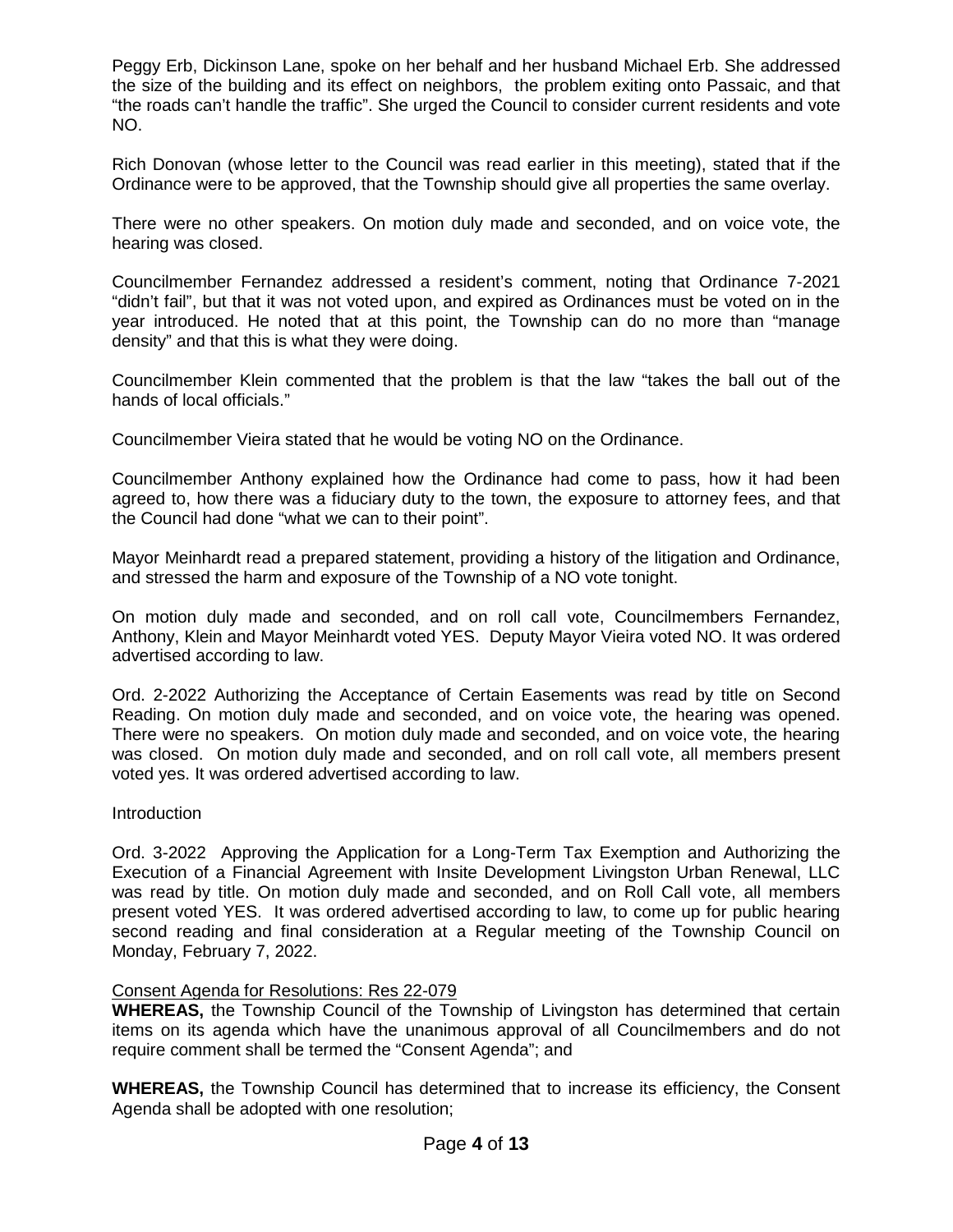Peggy Erb, Dickinson Lane, spoke on her behalf and her husband Michael Erb. She addressed the size of the building and its effect on neighbors, the problem exiting onto Passaic, and that "the roads can't handle the traffic". She urged the Council to consider current residents and vote NO.

Rich Donovan (whose letter to the Council was read earlier in this meeting), stated that if the Ordinance were to be approved, that the Township should give all properties the same overlay.

There were no other speakers. On motion duly made and seconded, and on voice vote, the hearing was closed.

Councilmember Fernandez addressed a resident's comment, noting that Ordinance 7-2021 "didn't fail", but that it was not voted upon, and expired as Ordinances must be voted on in the year introduced. He noted that at this point, the Township can do no more than "manage density" and that this is what they were doing.

Councilmember Klein commented that the problem is that the law "takes the ball out of the hands of local officials."

Councilmember Vieira stated that he would be voting NO on the Ordinance.

Councilmember Anthony explained how the Ordinance had come to pass, how it had been agreed to, how there was a fiduciary duty to the town, the exposure to attorney fees, and that the Council had done "what we can to their point".

Mayor Meinhardt read a prepared statement, providing a history of the litigation and Ordinance, and stressed the harm and exposure of the Township of a NO vote tonight.

On motion duly made and seconded, and on roll call vote, Councilmembers Fernandez, Anthony, Klein and Mayor Meinhardt voted YES. Deputy Mayor Vieira voted NO. It was ordered advertised according to law.

Ord. 2-2022 Authorizing the Acceptance of Certain Easements was read by title on Second Reading. On motion duly made and seconded, and on voice vote, the hearing was opened. There were no speakers. On motion duly made and seconded, and on voice vote, the hearing was closed. On motion duly made and seconded, and on roll call vote, all members present voted yes. It was ordered advertised according to law.

Introduction

Ord. 3-2022 Approving the Application for a Long-Term Tax Exemption and Authorizing the Execution of a Financial Agreement with Insite Development Livingston Urban Renewal, LLC was read by title. On motion duly made and seconded, and on Roll Call vote, all members present voted YES. It was ordered advertised according to law, to come up for public hearing second reading and final consideration at a Regular meeting of the Township Council on Monday, February 7, 2022.

Consent Agenda for Resolutions: Res 22-079

**WHEREAS,** the Township Council of the Township of Livingston has determined that certain items on its agenda which have the unanimous approval of all Councilmembers and do not require comment shall be termed the "Consent Agenda"; and

**WHEREAS,** the Township Council has determined that to increase its efficiency, the Consent Agenda shall be adopted with one resolution;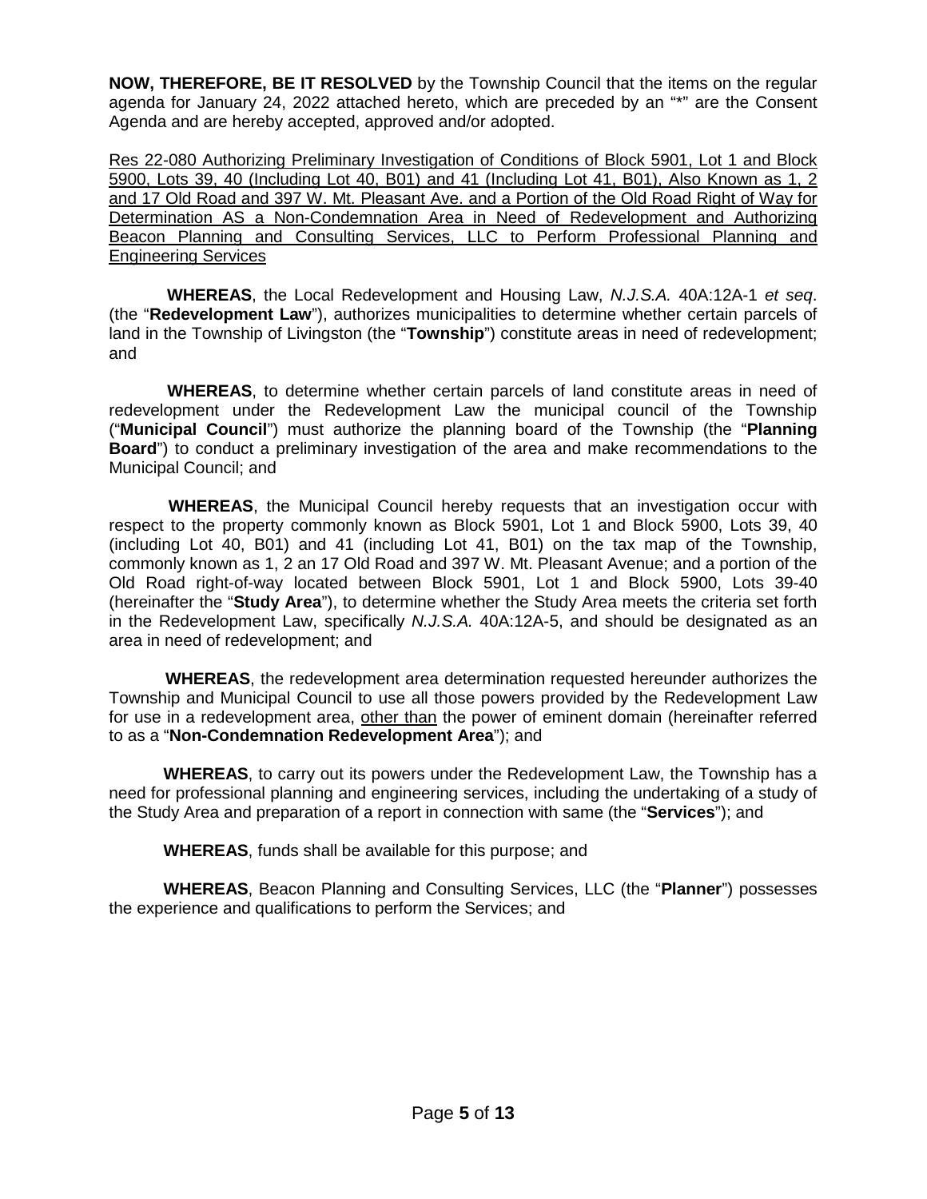**NOW, THEREFORE, BE IT RESOLVED** by the Township Council that the items on the regular agenda for January 24, 2022 attached hereto, which are preceded by an "*" are the Consent Agenda and are hereby accepted, approved and/or adopted.

<u>Res 22-080 Authorizing Preliminary Investigation of Conditions of Block 5901, Lot 1 and Block 5900, Lots 39, 40 (Including Lot 40, B01) and 41 (Including Lot 41, B01), Also Known as 1, 2 and 17 Old Road and 397 W. Mt. Pleasant Ave. and a Portion of the Old Road Right of Way for Determination AS a Non-Condemnation Area in Need of Redevelopment and Authorizing Beacon Planning and Consulting Services, LLC to Perform Professional Planning and Engineering Services</u>

**WHEREAS**, the Local Redevelopment and Housing Law, *N.J.S.A.* 40A:12A-1 *et seq*. (the "**Redevelopment Law**"), authorizes municipalities to determine whether certain parcels of land in the Township of Livingston (the "**Township**") constitute areas in need of redevelopment; and

**WHEREAS**, to determine whether certain parcels of land constitute areas in need of redevelopment under the Redevelopment Law the municipal council of the Township ("**Municipal Council**") must authorize the planning board of the Township (the "**Planning Board**") to conduct a preliminary investigation of the area and make recommendations to the Municipal Council; and

**WHEREAS**, the Municipal Council hereby requests that an investigation occur with respect to the property commonly known as Block 5901, Lot 1 and Block 5900, Lots 39, 40 (including Lot 40, B01) and 41 (including Lot 41, B01) on the tax map of the Township, commonly known as 1, 2 an 17 Old Road and 397 W. Mt. Pleasant Avenue; and a portion of the Old Road right-of-way located between Block 5901, Lot 1 and Block 5900, Lots 39-40 (hereinafter the "**Study Area**"), to determine whether the Study Area meets the criteria set forth in the Redevelopment Law, specifically *N.J.S.A.* 40A:12A-5, and should be designated as an area in need of redevelopment; and

**WHEREAS**, the redevelopment area determination requested hereunder authorizes the Township and Municipal Council to use all those powers provided by the Redevelopment Law for use in a redevelopment area, <u>other than</u> the power of eminent domain (hereinafter referred to as a "**Non-Condemnation Redevelopment Area**"); and

**WHEREAS**, to carry out its powers under the Redevelopment Law, the Township has a need for professional planning and engineering services, including the undertaking of a study of the Study Area and preparation of a report in connection with same (the "**Services**"); and

**WHEREAS**, funds shall be available for this purpose; and

**WHEREAS**, Beacon Planning and Consulting Services, LLC (the "**Planner**") possesses the experience and qualifications to perform the Services; and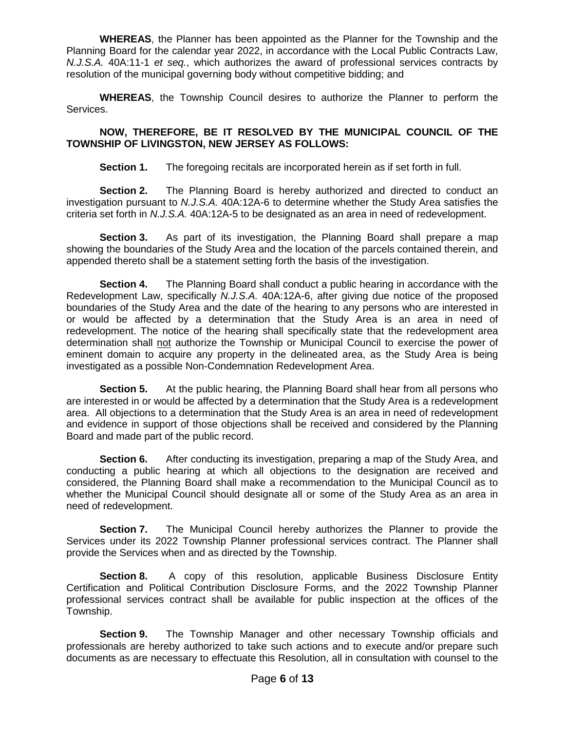**WHEREAS**, the Planner has been appointed as the Planner for the Township and the Planning Board for the calendar year 2022, in accordance with the Local Public Contracts Law, *N.J.S.A.* 40A:11-1 *et seq.*, which authorizes the award of professional services contracts by resolution of the municipal governing body without competitive bidding; and

**WHEREAS**, the Township Council desires to authorize the Planner to perform the Services.

**NOW, THEREFORE, BE IT RESOLVED BY THE MUNICIPAL COUNCIL OF THE TOWNSHIP OF LIVINGSTON, NEW JERSEY AS FOLLOWS:**

**Section 1.** The foregoing recitals are incorporated herein as if set forth in full.

**Section 2.** The Planning Board is hereby authorized and directed to conduct an investigation pursuant to *N.J.S.A.* 40A:12A-6 to determine whether the Study Area satisfies the criteria set forth in *N.J.S.A.* 40A:12A-5 to be designated as an area in need of redevelopment.

**Section 3.** As part of its investigation, the Planning Board shall prepare a map showing the boundaries of the Study Area and the location of the parcels contained therein, and appended thereto shall be a statement setting forth the basis of the investigation.

**Section 4.** The Planning Board shall conduct a public hearing in accordance with the Redevelopment Law, specifically *N.J.S.A.* 40A:12A-6, after giving due notice of the proposed boundaries of the Study Area and the date of the hearing to any persons who are interested in or would be affected by a determination that the Study Area is an area in need of redevelopment. The notice of the hearing shall specifically state that the redevelopment area determination shall not authorize the Township or Municipal Council to exercise the power of eminent domain to acquire any property in the delineated area, as the Study Area is being investigated as a possible Non-Condemnation Redevelopment Area.

**Section 5.** At the public hearing, the Planning Board shall hear from all persons who are interested in or would be affected by a determination that the Study Area is a redevelopment area. All objections to a determination that the Study Area is an area in need of redevelopment and evidence in support of those objections shall be received and considered by the Planning Board and made part of the public record.

**Section 6.** After conducting its investigation, preparing a map of the Study Area, and conducting a public hearing at which all objections to the designation are received and considered, the Planning Board shall make a recommendation to the Municipal Council as to whether the Municipal Council should designate all or some of the Study Area as an area in need of redevelopment.

**Section 7.** The Municipal Council hereby authorizes the Planner to provide the Services under its 2022 Township Planner professional services contract. The Planner shall provide the Services when and as directed by the Township.

**Section 8.** A copy of this resolution, applicable Business Disclosure Entity Certification and Political Contribution Disclosure Forms, and the 2022 Township Planner professional services contract shall be available for public inspection at the offices of the Township.

**Section 9.** The Township Manager and other necessary Township officials and professionals are hereby authorized to take such actions and to execute and/or prepare such documents as are necessary to effectuate this Resolution, all in consultation with counsel to the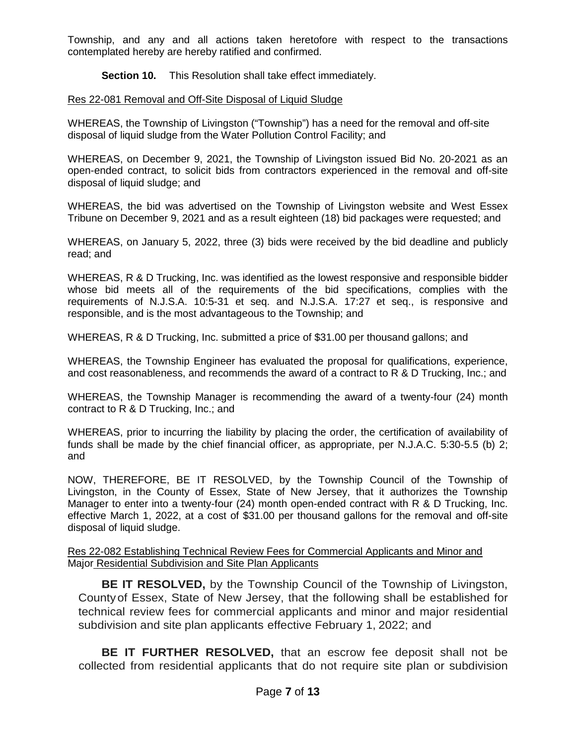Township, and any and all actions taken heretofore with respect to the transactions contemplated hereby are hereby ratified and confirmed.

**Section 10.** This Resolution shall take effect immediately.

Res 22-081 Removal and Off-Site Disposal of Liquid Sludge

WHEREAS, the Township of Livingston ("Township") has a need for the removal and off-site disposal of liquid sludge from the Water Pollution Control Facility; and

WHEREAS, on December 9, 2021, the Township of Livingston issued Bid No. 20-2021 as an open-ended contract, to solicit bids from contractors experienced in the removal and off-site disposal of liquid sludge; and

WHEREAS, the bid was advertised on the Township of Livingston website and West Essex Tribune on December 9, 2021 and as a result eighteen (18) bid packages were requested; and

WHEREAS, on January 5, 2022, three (3) bids were received by the bid deadline and publicly read; and

WHEREAS, R & D Trucking, Inc. was identified as the lowest responsive and responsible bidder whose bid meets all of the requirements of the bid specifications, complies with the requirements of N.J.S.A. 10:5-31 et seq. and N.J.S.A. 17:27 et seq., is responsive and responsible, and is the most advantageous to the Township; and

WHEREAS, R & D Trucking, Inc. submitted a price of $31.00 per thousand gallons; and

WHEREAS, the Township Engineer has evaluated the proposal for qualifications, experience, and cost reasonableness, and recommends the award of a contract to R & D Trucking, Inc.; and

WHEREAS, the Township Manager is recommending the award of a twenty-four (24) month contract to R & D Trucking, Inc.; and

WHEREAS, prior to incurring the liability by placing the order, the certification of availability of funds shall be made by the chief financial officer, as appropriate, per N.J.A.C. 5:30-5.5 (b) 2; and

NOW, THEREFORE, BE IT RESOLVED, by the Township Council of the Township of Livingston, in the County of Essex, State of New Jersey, that it authorizes the Township Manager to enter into a twenty-four (24) month open-ended contract with R & D Trucking, Inc. effective March 1, 2022, at a cost of $31.00 per thousand gallons for the removal and off-site disposal of liquid sludge.

Res 22-082 Establishing Technical Review Fees for Commercial Applicants and Minor and Major Residential Subdivision and Site Plan Applicants

**BE IT RESOLVED,** by the Township Council of the Township of Livingston, County of Essex, State of New Jersey, that the following shall be established for technical review fees for commercial applicants and minor and major residential subdivision and site plan applicants effective February 1, 2022; and

**BE IT FURTHER RESOLVED,** that an escrow fee deposit shall not be collected from residential applicants that do not require site plan or subdivision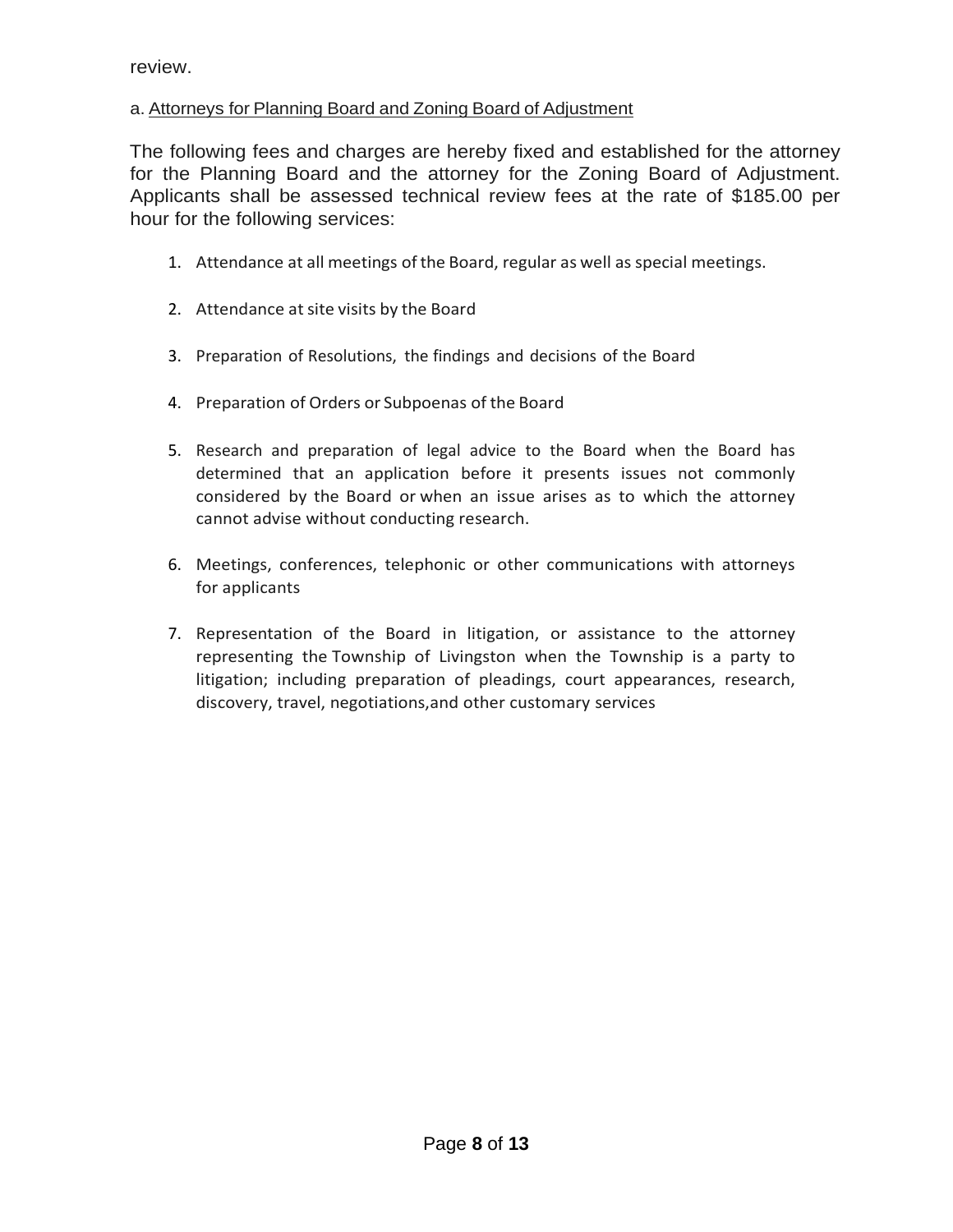review.

a. Attorneys for Planning Board and Zoning Board of Adjustment

The following fees and charges are hereby fixed and established for the attorney for the Planning Board and the attorney for the Zoning Board of Adjustment. Applicants shall be assessed technical review fees at the rate of $185.00 per hour for the following services:

1. Attendance at all meetings of the Board, regular as well as special meetings.

2. Attendance at site visits by the Board

3. Preparation of Resolutions, the findings and decisions of the Board

4. Preparation of Orders or Subpoenas of the Board

5. Research and preparation of legal advice to the Board when the Board has determined that an application before it presents issues not commonly considered by the Board or when an issue arises as to which the attorney cannot advise without conducting research.

6. Meetings, conferences, telephonic or other communications with attorneys for applicants

7. Representation of the Board in litigation, or assistance to the attorney representing the Township of Livingston when the Township is a party to litigation; including preparation of pleadings, court appearances, research, discovery, travel, negotiations,and other customary services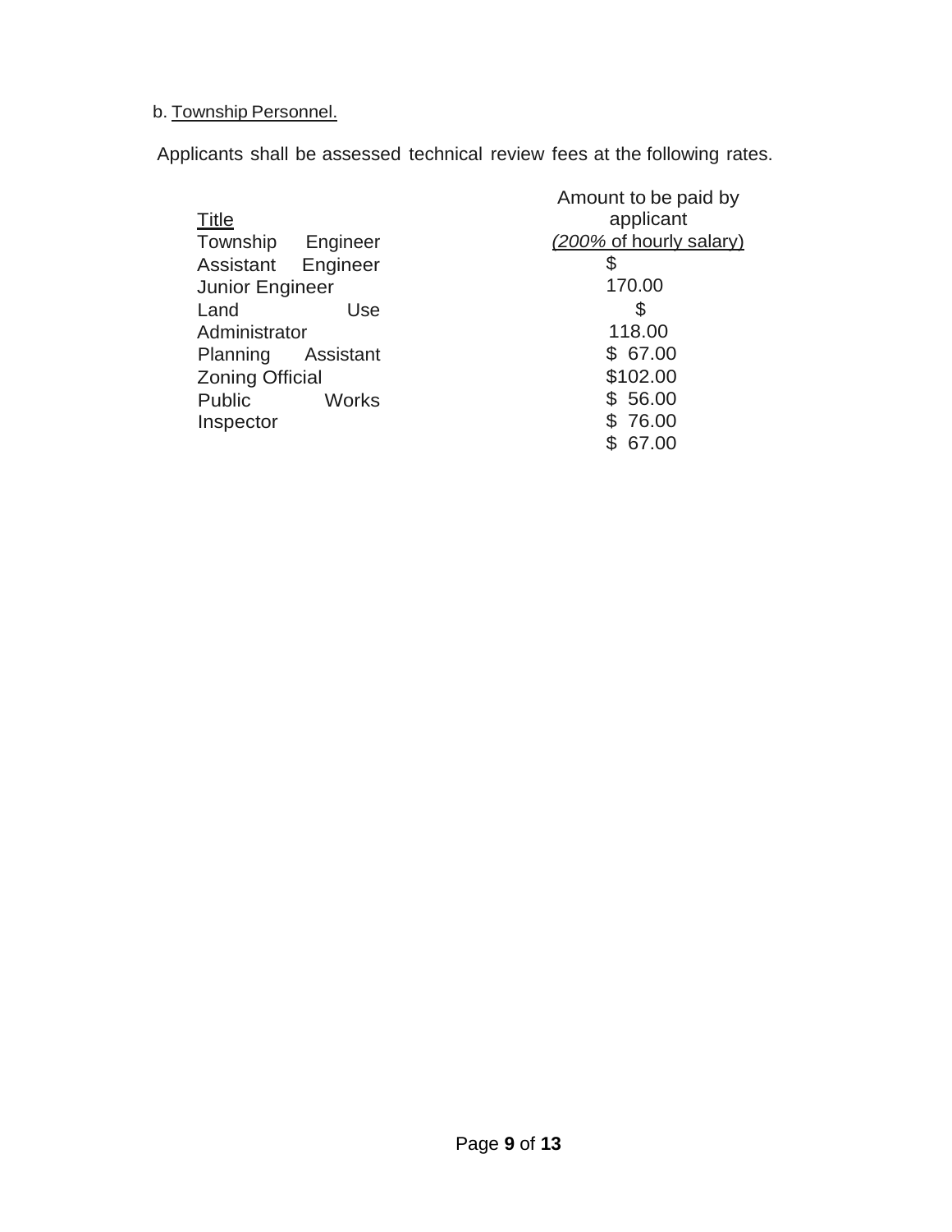b. Township Personnel.

Applicants shall be assessed technical review fees at the following rates.

| Title | Amount to be paid by applicant *(200% of hourly salary)* |
|---|---|
| Township Engineer | $ 170.00 |
| Assistant Engineer | $ 118.00 |
| Junior Engineer | $ 67.00 |
| Land Use Administrator | $102.00 |
| Planning Assistant | $ 56.00 |
| Zoning Official | $ 76.00 |
| Public Works Inspector | $ 67.00 |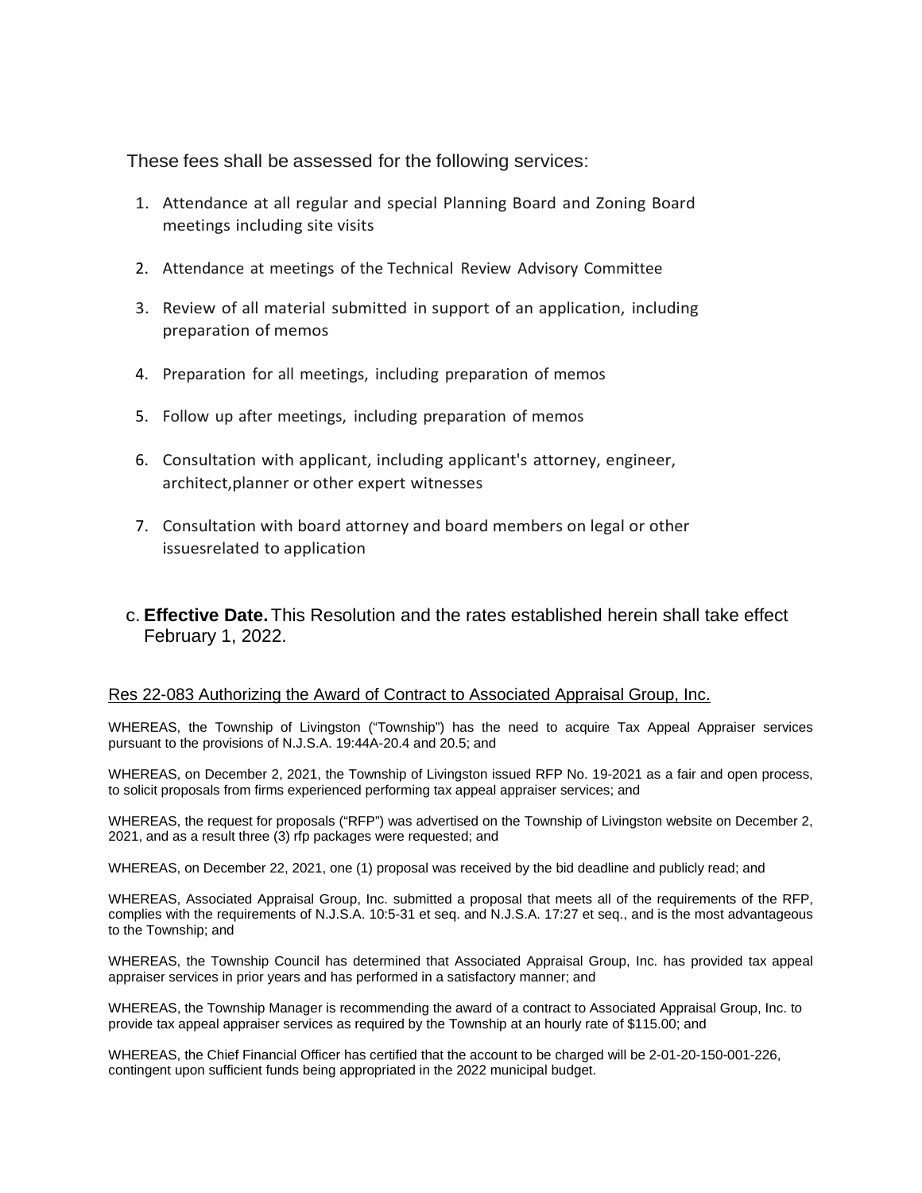These fees shall be assessed for the following services:

1. Attendance at all regular and special Planning Board and Zoning Board meetings including site visits
2. Attendance at meetings of the Technical Review Advisory Committee
3. Review of all material submitted in support of an application, including preparation of memos
4. Preparation for all meetings, including preparation of memos
5. Follow up after meetings, including preparation of memos
6. Consultation with applicant, including applicant's attorney, engineer, architect,planner or other expert witnesses
7. Consultation with board attorney and board members on legal or other issuesrelated to application

c. **Effective Date.** This Resolution and the rates established herein shall take effect February 1, 2022.

Res 22-083 Authorizing the Award of Contract to Associated Appraisal Group, Inc.

WHEREAS, the Township of Livingston ("Township") has the need to acquire Tax Appeal Appraiser services pursuant to the provisions of N.J.S.A. 19:44A-20.4 and 20.5; and

WHEREAS, on December 2, 2021, the Township of Livingston issued RFP No. 19-2021 as a fair and open process, to solicit proposals from firms experienced performing tax appeal appraiser services; and

WHEREAS, the request for proposals ("RFP") was advertised on the Township of Livingston website on December 2, 2021, and as a result three (3) rfp packages were requested; and

WHEREAS, on December 22, 2021, one (1) proposal was received by the bid deadline and publicly read; and

WHEREAS, Associated Appraisal Group, Inc. submitted a proposal that meets all of the requirements of the RFP, complies with the requirements of N.J.S.A. 10:5-31 et seq. and N.J.S.A. 17:27 et seq., and is the most advantageous to the Township; and

WHEREAS, the Township Council has determined that Associated Appraisal Group, Inc. has provided tax appeal appraiser services in prior years and has performed in a satisfactory manner; and

WHEREAS, the Township Manager is recommending the award of a contract to Associated Appraisal Group, Inc. to provide tax appeal appraiser services as required by the Township at an hourly rate of $115.00; and

WHEREAS, the Chief Financial Officer has certified that the account to be charged will be 2-01-20-150-001-226, contingent upon sufficient funds being appropriated in the 2022 municipal budget.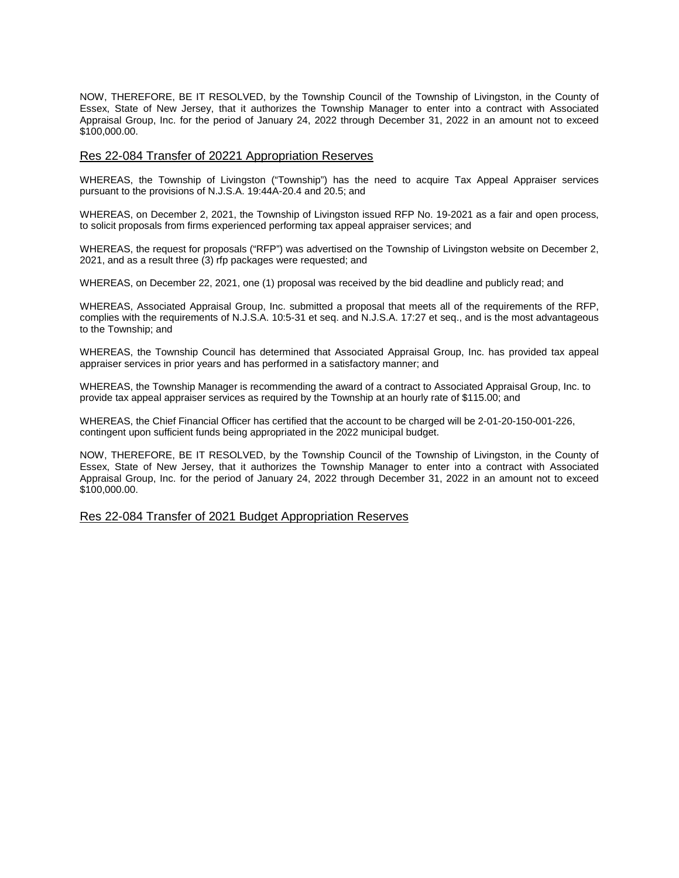NOW, THEREFORE, BE IT RESOLVED, by the Township Council of the Township of Livingston, in the County of Essex, State of New Jersey, that it authorizes the Township Manager to enter into a contract with Associated Appraisal Group, Inc. for the period of January 24, 2022 through December 31, 2022 in an amount not to exceed $100,000.00.

## Res 22-084 Transfer of 20221 Appropriation Reserves

WHEREAS, the Township of Livingston ("Township") has the need to acquire Tax Appeal Appraiser services pursuant to the provisions of N.J.S.A. 19:44A-20.4 and 20.5; and

WHEREAS, on December 2, 2021, the Township of Livingston issued RFP No. 19-2021 as a fair and open process, to solicit proposals from firms experienced performing tax appeal appraiser services; and

WHEREAS, the request for proposals ("RFP") was advertised on the Township of Livingston website on December 2, 2021, and as a result three (3) rfp packages were requested; and

WHEREAS, on December 22, 2021, one (1) proposal was received by the bid deadline and publicly read; and

WHEREAS, Associated Appraisal Group, Inc. submitted a proposal that meets all of the requirements of the RFP, complies with the requirements of N.J.S.A. 10:5-31 et seq. and N.J.S.A. 17:27 et seq., and is the most advantageous to the Township; and

WHEREAS, the Township Council has determined that Associated Appraisal Group, Inc. has provided tax appeal appraiser services in prior years and has performed in a satisfactory manner; and

WHEREAS, the Township Manager is recommending the award of a contract to Associated Appraisal Group, Inc. to provide tax appeal appraiser services as required by the Township at an hourly rate of $115.00; and

WHEREAS, the Chief Financial Officer has certified that the account to be charged will be 2-01-20-150-001-226, contingent upon sufficient funds being appropriated in the 2022 municipal budget.

NOW, THEREFORE, BE IT RESOLVED, by the Township Council of the Township of Livingston, in the County of Essex, State of New Jersey, that it authorizes the Township Manager to enter into a contract with Associated Appraisal Group, Inc. for the period of January 24, 2022 through December 31, 2022 in an amount not to exceed $100,000.00.

## Res 22-084 Transfer of 2021 Budget Appropriation Reserves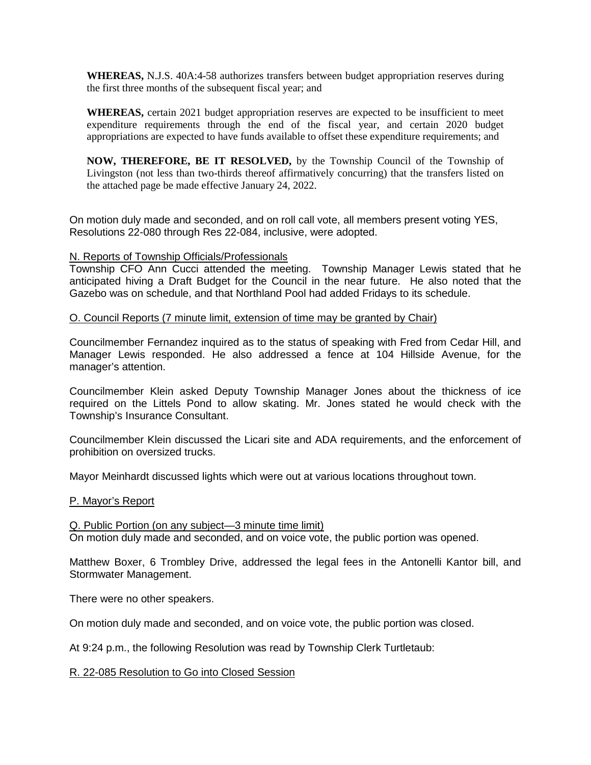**WHEREAS,** N.J.S. 40A:4-58 authorizes transfers between budget appropriation reserves during the first three months of the subsequent fiscal year; and

**WHEREAS,** certain 2021 budget appropriation reserves are expected to be insufficient to meet expenditure requirements through the end of the fiscal year, and certain 2020 budget appropriations are expected to have funds available to offset these expenditure requirements; and

**NOW, THEREFORE, BE IT RESOLVED,** by the Township Council of the Township of Livingston (not less than two-thirds thereof affirmatively concurring) that the transfers listed on the attached page be made effective January 24, 2022.

On motion duly made and seconded, and on roll call vote, all members present voting YES, Resolutions 22-080 through Res 22-084, inclusive, were adopted.

N. Reports of Township Officials/Professionals

Township CFO Ann Cucci attended the meeting. Township Manager Lewis stated that he anticipated hiving a Draft Budget for the Council in the near future. He also noted that the Gazebo was on schedule, and that Northland Pool had added Fridays to its schedule.

O. Council Reports (7 minute limit, extension of time may be granted by Chair)

Councilmember Fernandez inquired as to the status of speaking with Fred from Cedar Hill, and Manager Lewis responded. He also addressed a fence at 104 Hillside Avenue, for the manager's attention.

Councilmember Klein asked Deputy Township Manager Jones about the thickness of ice required on the Littels Pond to allow skating. Mr. Jones stated he would check with the Township's Insurance Consultant.

Councilmember Klein discussed the Licari site and ADA requirements, and the enforcement of prohibition on oversized trucks.

Mayor Meinhardt discussed lights which were out at various locations throughout town.

P. Mayor's Report

Q. Public Portion (on any subject—3 minute time limit)

On motion duly made and seconded, and on voice vote, the public portion was opened.

Matthew Boxer, 6 Trombley Drive, addressed the legal fees in the Antonelli Kantor bill, and Stormwater Management.

There were no other speakers.

On motion duly made and seconded, and on voice vote, the public portion was closed.

At 9:24 p.m., the following Resolution was read by Township Clerk Turtletaub:

R. 22-085 Resolution to Go into Closed Session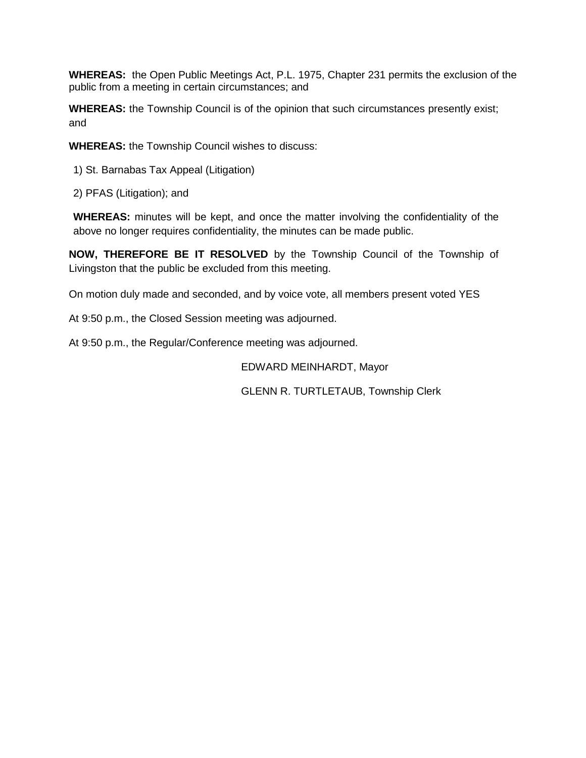**WHEREAS:** the Open Public Meetings Act, P.L. 1975, Chapter 231 permits the exclusion of the public from a meeting in certain circumstances; and

**WHEREAS:** the Township Council is of the opinion that such circumstances presently exist; and

**WHEREAS:** the Township Council wishes to discuss:

1) St. Barnabas Tax Appeal (Litigation)

2) PFAS (Litigation); and

**WHEREAS:** minutes will be kept, and once the matter involving the confidentiality of the above no longer requires confidentiality, the minutes can be made public.

**NOW, THEREFORE BE IT RESOLVED** by the Township Council of the Township of Livingston that the public be excluded from this meeting.

On motion duly made and seconded, and by voice vote, all members present voted YES

At 9:50 p.m., the Closed Session meeting was adjourned.

At 9:50 p.m., the Regular/Conference meeting was adjourned.

EDWARD MEINHARDT, Mayor

GLENN R. TURTLETAUB, Township Clerk